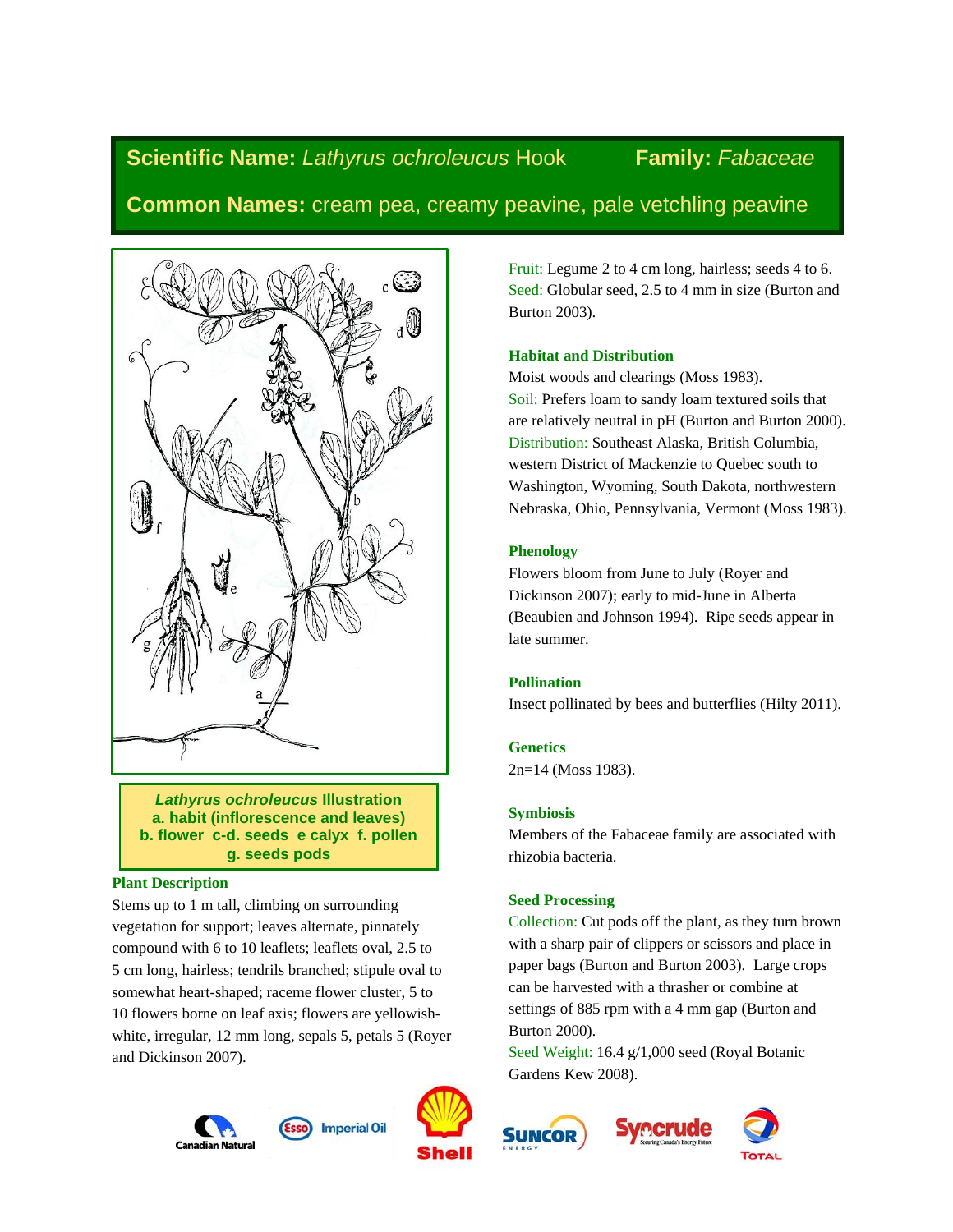**Scientific Name:** *Lathyrus ochroleucus* Hook **Family:** *Fabaceae*

**Common Names:** cream pea, creamy peavine, pale vetchling peavine

***Lathyrus ochroleucus* Illustration**
**a. habit (inflorescence and leaves)**
**b. flower c-d. seeds e calyx f. pollen**
**g. seeds pods**

### Plant Description

Stems up to 1 m tall, climbing on surrounding vegetation for support; leaves alternate, pinnately compound with 6 to 10 leaflets; leaflets oval, 2.5 to 5 cm long, hairless; tendrils branched; stipule oval to somewhat heart-shaped; raceme flower cluster, 5 to 10 flowers borne on leaf axis; flowers are yellowish-white, irregular, 12 mm long, sepals 5, petals 5 (Royer and Dickinson 2007).

Fruit: Legume 2 to 4 cm long, hairless; seeds 4 to 6.
Seed: Globular seed, 2.5 to 4 mm in size (Burton and Burton 2003).

### Habitat and Distribution

Moist woods and clearings (Moss 1983).
Soil: Prefers loam to sandy loam textured soils that are relatively neutral in pH (Burton and Burton 2000).
Distribution: Southeast Alaska, British Columbia, western District of Mackenzie to Quebec south to Washington, Wyoming, South Dakota, northwestern Nebraska, Ohio, Pennsylvania, Vermont (Moss 1983).

### Phenology

Flowers bloom from June to July (Royer and Dickinson 2007); early to mid-June in Alberta (Beaubien and Johnson 1994). Ripe seeds appear in late summer.

### Pollination

Insect pollinated by bees and butterflies (Hilty 2011).

### Genetics

2n=14 (Moss 1983).

### Symbiosis

Members of the Fabaceae family are associated with rhizobia bacteria.

### Seed Processing

Collection: Cut pods off the plant, as they turn brown with a sharp pair of clippers or scissors and place in paper bags (Burton and Burton 2003). Large crops can be harvested with a thrasher or combine at settings of 885 rpm with a 4 mm gap (Burton and Burton 2000).
Seed Weight: 16.4 g/1,000 seed (Royal Botanic Gardens Kew 2008).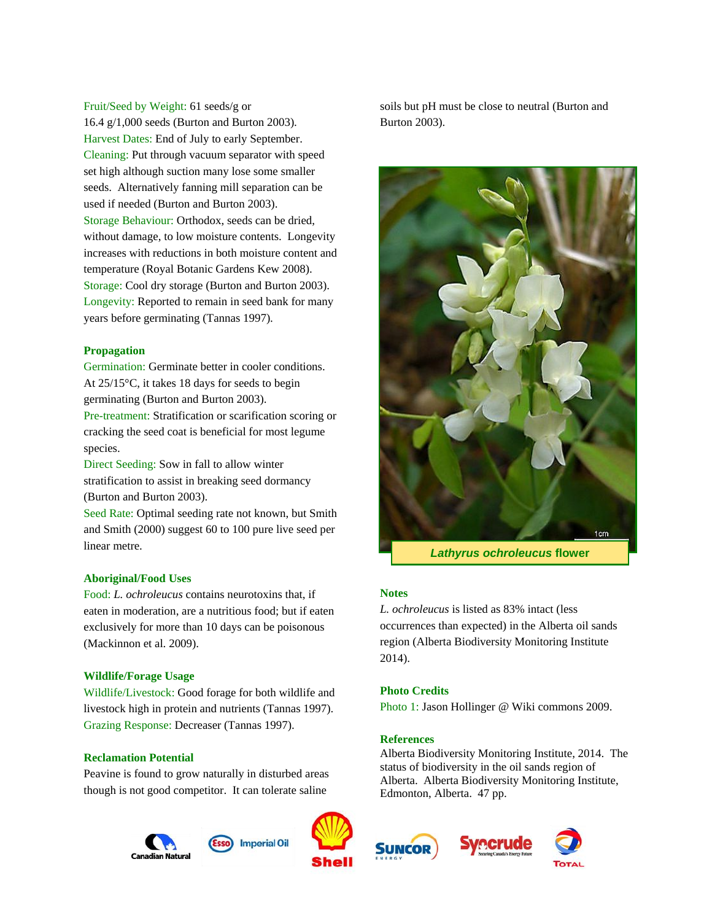Fruit/Seed by Weight: 61 seeds/g or 16.4 g/1,000 seeds (Burton and Burton 2003).
Harvest Dates: End of July to early September.
Cleaning: Put through vacuum separator with speed set high although suction many lose some smaller seeds. Alternatively fanning mill separation can be used if needed (Burton and Burton 2003).
Storage Behaviour: Orthodox, seeds can be dried, without damage, to low moisture contents. Longevity increases with reductions in both moisture content and temperature (Royal Botanic Gardens Kew 2008).
Storage: Cool dry storage (Burton and Burton 2003).
Longevity: Reported to remain in seed bank for many years before germinating (Tannas 1997).

### Propagation

Germination: Germinate better in cooler conditions. At 25/15°C, it takes 18 days for seeds to begin germinating (Burton and Burton 2003).
Pre-treatment: Stratification or scarification scoring or cracking the seed coat is beneficial for most legume species.
Direct Seeding: Sow in fall to allow winter stratification to assist in breaking seed dormancy (Burton and Burton 2003).
Seed Rate: Optimal seeding rate not known, but Smith and Smith (2000) suggest 60 to 100 pure live seed per linear metre.

### Aboriginal/Food Uses

Food: *L. ochroleucus* contains neurotoxins that, if eaten in moderation, are a nutritious food; but if eaten exclusively for more than 10 days can be poisonous (Mackinnon et al. 2009).

### Wildlife/Forage Usage

Wildlife/Livestock: Good forage for both wildlife and livestock high in protein and nutrients (Tannas 1997).
Grazing Response: Decreaser (Tannas 1997).

### Reclamation Potential

Peavine is found to grow naturally in disturbed areas though is not good competitor. It can tolerate saline soils but pH must be close to neutral (Burton and Burton 2003).

***Lathyrus ochroleucus* flower**

### Notes

*L. ochroleucus* is listed as 83% intact (less occurrences than expected) in the Alberta oil sands region (Alberta Biodiversity Monitoring Institute 2014).

### Photo Credits

Photo 1: Jason Hollinger @ Wiki commons 2009.

### References

Alberta Biodiversity Monitoring Institute, 2014. The status of biodiversity in the oil sands region of Alberta. Alberta Biodiversity Monitoring Institute, Edmonton, Alberta. 47 pp.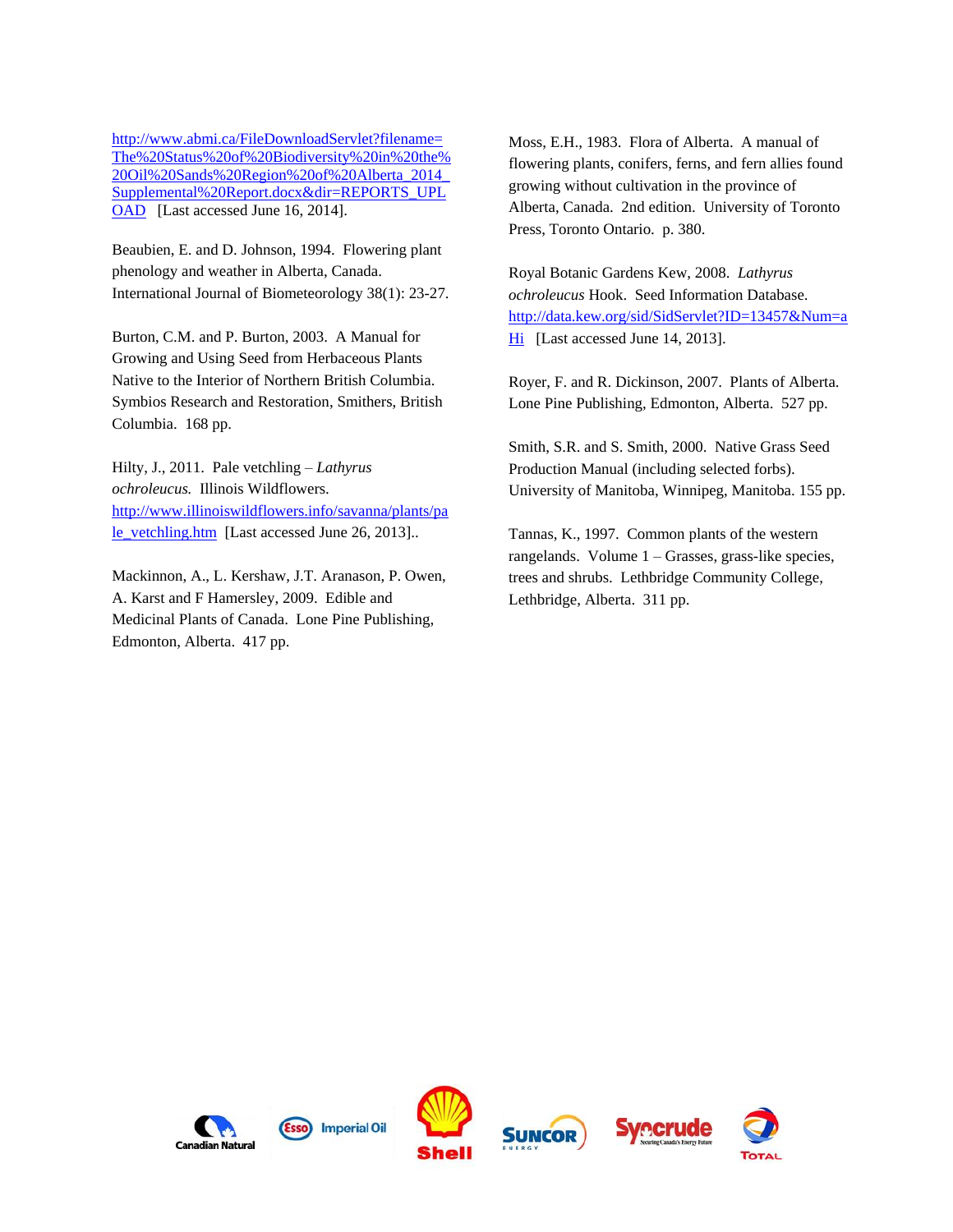http://www.abmi.ca/FileDownloadServlet?filename=The%20Status%20of%20Biodiversity%20in%20the%20Oil%20Sands%20Region%20of%20Alberta_2014_Supplemental%20Report.docx&dir=REPORTS_UPLOAD [Last accessed June 16, 2014].

Beaubien, E. and D. Johnson, 1994. Flowering plant phenology and weather in Alberta, Canada. International Journal of Biometeorology 38(1): 23-27.

Burton, C.M. and P. Burton, 2003. A Manual for Growing and Using Seed from Herbaceous Plants Native to the Interior of Northern British Columbia. Symbios Research and Restoration, Smithers, British Columbia. 168 pp.

Hilty, J., 2011. Pale vetchling – *Lathyrus ochroleucus.* Illinois Wildflowers. http://www.illinoiswildflowers.info/savanna/plants/pale_vetchling.htm [Last accessed June 26, 2013]..

Mackinnon, A., L. Kershaw, J.T. Aranason, P. Owen, A. Karst and F Hamersley, 2009. Edible and Medicinal Plants of Canada. Lone Pine Publishing, Edmonton, Alberta. 417 pp.

Moss, E.H., 1983. Flora of Alberta. A manual of flowering plants, conifers, ferns, and fern allies found growing without cultivation in the province of Alberta, Canada. 2nd edition. University of Toronto Press, Toronto Ontario. p. 380.

Royal Botanic Gardens Kew, 2008. *Lathyrus ochroleucus* Hook. Seed Information Database. http://data.kew.org/sid/SidServlet?ID=13457&Num=aHi [Last accessed June 14, 2013].

Royer, F. and R. Dickinson, 2007. Plants of Alberta. Lone Pine Publishing, Edmonton, Alberta. 527 pp.

Smith, S.R. and S. Smith, 2000. Native Grass Seed Production Manual (including selected forbs). University of Manitoba, Winnipeg, Manitoba. 155 pp.

Tannas, K., 1997. Common plants of the western rangelands. Volume 1 – Grasses, grass-like species, trees and shrubs. Lethbridge Community College, Lethbridge, Alberta. 311 pp.